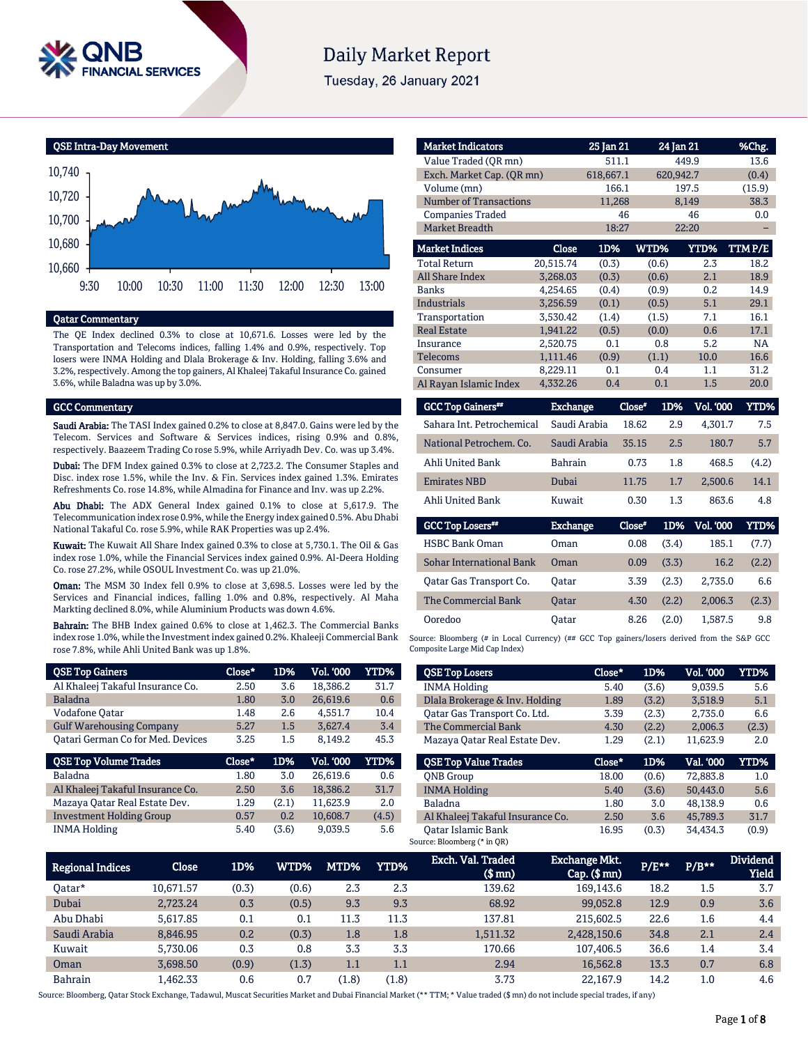# Daily Market Report

Tuesday, 26 January 2021

## QSE Intra-Day Movement

## Qatar Commentary

The QE Index declined 0.3% to close at 10,671.6. Losses were led by the Transportation and Telecoms indices, falling 1.4% and 0.9%, respectively. Top losers were INMA Holding and Dlala Brokerage & Inv. Holding, falling 3.6% and 3.2%, respectively. Among the top gainers, Al Khaleej Takaful Insurance Co. gained 3.6%, while Baladna was up by 3.0%.

## GCC Commentary

**Saudi Arabia:** The TASI Index gained 0.2% to close at 8,847.0. Gains were led by the Telecom. Services and Software & Services indices, rising 0.9% and 0.8%, respectively. Baazeem Trading Co rose 5.9%, while Arriyadh Dev. Co. was up 3.4%.

**Dubai:** The DFM Index gained 0.3% to close at 2,723.2. The Consumer Staples and Disc. index rose 1.5%, while the Inv. & Fin. Services index gained 1.3%. Emirates Refreshments Co. rose 14.8%, while Almadina for Finance and Inv. was up 2.2%.

**Abu Dhabi:** The ADX General Index gained 0.1% to close at 5,617.9. The Telecommunication index rose 0.9%, while the Energy index gained 0.5%. Abu Dhabi National Takaful Co. rose 5.9%, while RAK Properties was up 2.4%.

**Kuwait:** The Kuwait All Share Index gained 0.3% to close at 5,730.1. The Oil & Gas index rose 1.0%, while the Financial Services index gained 0.9%. Al-Deera Holding Co. rose 27.2%, while OSOUL Investment Co. was up 21.0%.

**Oman:** The MSM 30 Index fell 0.9% to close at 3,698.5. Losses were led by the Services and Financial indices, falling 1.0% and 0.8%, respectively. Al Maha Markting declined 8.0%, while Aluminium Products was down 4.6%.

**Bahrain:** The BHB Index gained 0.6% to close at 1,462.3. The Commercial Banks index rose 1.0%, while the Investment index gained 0.2%. Khaleeji Commercial Bank rose 7.8%, while Ahli United Bank was up 1.8%.

| Market Indicators | 25 Jan 21 | 24 Jan 21 | %Chg. |
|---|---|---|---|
| Value Traded (QR mn) | 511.1 | 449.9 | 13.6 |
| Exch. Market Cap. (QR mn) | 618,667.1 | 620,942.7 | (0.4) |
| Volume (mn) | 166.1 | 197.5 | (15.9) |
| Number of Transactions | 11,268 | 8,149 | 38.3 |
| Companies Traded | 46 | 46 | 0.0 |
| Market Breadth | 18:27 | 22:20 | – |

| Market Indices | Close | 1D% | WTD% | YTD% | TTM P/E |
|---|---|---|---|---|---|
| Total Return | 20,515.74 | (0.3) | (0.6) | 2.3 | 18.2 |
| All Share Index | 3,268.03 | (0.3) | (0.6) | 2.1 | 18.9 |
| Banks | 4,254.65 | (0.4) | (0.9) | 0.2 | 14.9 |
| Industrials | 3,256.59 | (0.1) | (0.5) | 5.1 | 29.1 |
| Transportation | 3,530.42 | (1.4) | (1.5) | 7.1 | 16.1 |
| Real Estate | 1,941.22 | (0.5) | (0.0) | 0.6 | 17.1 |
| Insurance | 2,520.75 | 0.1 | 0.8 | 5.2 | NA |
| Telecoms | 1,111.46 | (0.9) | (1.1) | 10.0 | 16.6 |
| Consumer | 8,229.11 | 0.1 | 0.4 | 1.1 | 31.2 |
| Al Rayan Islamic Index | 4,332.26 | 0.4 | 0.1 | 1.5 | 20.0 |

| GCC Top Gainers## | Exchange | Close# | 1D% | Vol. '000 | YTD% |
|---|---|---|---|---|---|
| Sahara Int. Petrochemical | Saudi Arabia | 18.62 | 2.9 | 4,301.7 | 7.5 |
| National Petrochem. Co. | Saudi Arabia | 35.15 | 2.5 | 180.7 | 5.7 |
| Ahli United Bank | Bahrain | 0.73 | 1.8 | 468.5 | (4.2) |
| Emirates NBD | Dubai | 11.75 | 1.7 | 2,500.6 | 14.1 |
| Ahli United Bank | Kuwait | 0.30 | 1.3 | 863.6 | 4.8 |

| GCC Top Losers## | Exchange | Close# | 1D% | Vol. '000 | YTD% |
|---|---|---|---|---|---|
| HSBC Bank Oman | Oman | 0.08 | (3.4) | 185.1 | (7.7) |
| Sohar International Bank | Oman | 0.09 | (3.3) | 16.2 | (2.2) |
| Qatar Gas Transport Co. | Qatar | 3.39 | (2.3) | 2,735.0 | 6.6 |
| The Commercial Bank | Qatar | 4.30 | (2.2) | 2,006.3 | (2.3) |
| Ooredoo | Qatar | 8.26 | (2.0) | 1,587.5 | 9.8 |

Source: Bloomberg (# in Local Currency) (## GCC Top gainers/losers derived from the S&P GCC Composite Large Mid Cap Index)

| QSE Top Gainers | Close* | 1D% | Vol. '000 | YTD% |
|---|---|---|---|---|
| Al Khaleej Takaful Insurance Co. | 2.50 | 3.6 | 18,386.2 | 31.7 |
| Baladna | 1.80 | 3.0 | 26,619.6 | 0.6 |
| Vodafone Qatar | 1.48 | 2.6 | 4,551.7 | 10.4 |
| Gulf Warehousing Company | 5.27 | 1.5 | 3,627.4 | 3.4 |
| Qatari German Co for Med. Devices | 3.25 | 1.5 | 8,149.2 | 45.3 |

| QSE Top Volume Trades | Close* | 1D% | Vol. '000 | YTD% |
|---|---|---|---|---|
| Baladna | 1.80 | 3.0 | 26,619.6 | 0.6 |
| Al Khaleej Takaful Insurance Co. | 2.50 | 3.6 | 18,386.2 | 31.7 |
| Mazaya Qatar Real Estate Dev. | 1.29 | (2.1) | 11,623.9 | 2.0 |
| Investment Holding Group | 0.57 | 0.2 | 10,608.7 | (4.5) |
| INMA Holding | 5.40 | (3.6) | 9,039.5 | 5.6 |

| QSE Top Losers | Close* | 1D% | Vol. '000 | YTD% |
|---|---|---|---|---|
| INMA Holding | 5.40 | (3.6) | 9,039.5 | 5.6 |
| Dlala Brokerage & Inv. Holding | 1.89 | (3.2) | 3,518.9 | 5.1 |
| Qatar Gas Transport Co. Ltd. | 3.39 | (2.3) | 2,735.0 | 6.6 |
| The Commercial Bank | 4.30 | (2.2) | 2,006.3 | (2.3) |
| Mazaya Qatar Real Estate Dev. | 1.29 | (2.1) | 11,623.9 | 2.0 |

| QSE Top Value Trades | Close* | 1D% | Val. '000 | YTD% |
|---|---|---|---|---|
| QNB Group | 18.00 | (0.6) | 72,883.8 | 1.0 |
| INMA Holding | 5.40 | (3.6) | 50,443.0 | 5.6 |
| Baladna | 1.80 | 3.0 | 48,138.9 | 0.6 |
| Al Khaleej Takaful Insurance Co. | 2.50 | 3.6 | 45,789.3 | 31.7 |
| Qatar Islamic Bank | 16.95 | (0.3) | 34,434.3 | (0.9) |

Source: Bloomberg (* in QR)

| Regional Indices | Close | 1D% | WTD% | MTD% | YTD% | Exch. Val. Traded ($ mn) | Exchange Mkt. Cap. ($ mn) | P/E** | P/B** | Dividend Yield |
|---|---|---|---|---|---|---|---|---|---|---|
| Qatar* | 10,671.57 | (0.3) | (0.6) | 2.3 | 2.3 | 139.62 | 169,143.6 | 18.2 | 1.5 | 3.7 |
| Dubai | 2,723.24 | 0.3 | (0.5) | 9.3 | 9.3 | 68.92 | 99,052.8 | 12.9 | 0.9 | 3.6 |
| Abu Dhabi | 5,617.85 | 0.1 | 0.1 | 11.3 | 11.3 | 137.81 | 215,602.5 | 22.6 | 1.6 | 4.4 |
| Saudi Arabia | 8,846.95 | 0.2 | (0.3) | 1.8 | 1.8 | 1,511.32 | 2,428,150.6 | 34.8 | 2.1 | 2.4 |
| Kuwait | 5,730.06 | 0.3 | 0.8 | 3.3 | 3.3 | 170.66 | 107,406.5 | 36.6 | 1.4 | 3.4 |
| Oman | 3,698.50 | (0.9) | (1.3) | 1.1 | 1.1 | 2.94 | 16,562.8 | 13.3 | 0.7 | 6.8 |
| Bahrain | 1,462.33 | 0.6 | 0.7 | (1.8) | (1.8) | 3.73 | 22,167.9 | 14.2 | 1.0 | 4.6 |

Source: Bloomberg, Qatar Stock Exchange, Tadawul, Muscat Securities Market and Dubai Financial Market (** TTM; * Value traded ($ mn) do not include special trades, if any)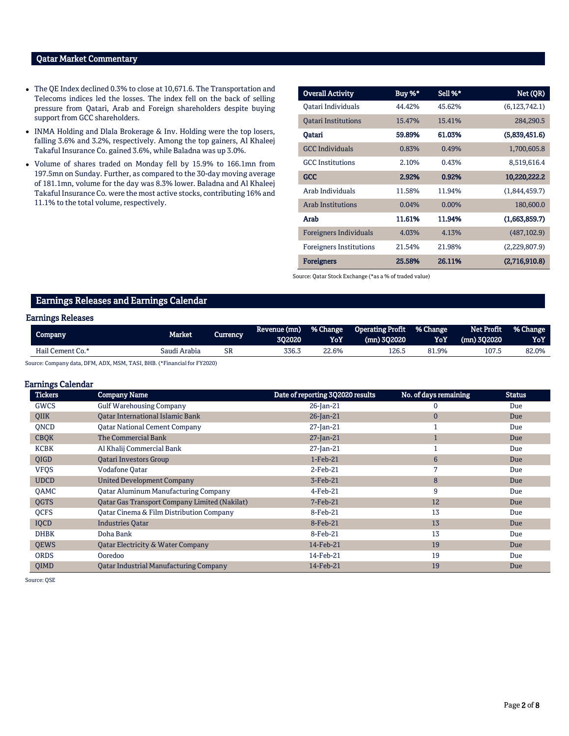## Qatar Market Commentary

- The QE Index declined 0.3% to close at 10,671.6. The Transportation and Telecoms indices led the losses. The index fell on the back of selling pressure from Qatari, Arab and Foreign shareholders despite buying support from GCC shareholders.
- INMA Holding and Dlala Brokerage & Inv. Holding were the top losers, falling 3.6% and 3.2%, respectively. Among the top gainers, Al Khaleej Takaful Insurance Co. gained 3.6%, while Baladna was up 3.0%.
- Volume of shares traded on Monday fell by 15.9% to 166.1mn from 197.5mn on Sunday. Further, as compared to the 30-day moving average of 181.1mn, volume for the day was 8.3% lower. Baladna and Al Khaleej Takaful Insurance Co. were the most active stocks, contributing 16% and 11.1% to the total volume, respectively.

| Overall Activity | Buy %* | Sell %* | Net (QR) |
|---|---|---|---|
| Qatari Individuals | 44.42% | 45.62% | (6,123,742.1) |
| Qatari Institutions | 15.47% | 15.41% | 284,290.5 |
| **Qatari** | **59.89%** | **61.03%** | **(5,839,451.6)** |
| GCC Individuals | 0.83% | 0.49% | 1,700,605.8 |
| GCC Institutions | 2.10% | 0.43% | 8,519,616.4 |
| **GCC** | **2.92%** | **0.92%** | **10,220,222.2** |
| Arab Individuals | 11.58% | 11.94% | (1,844,459.7) |
| Arab Institutions | 0.04% | 0.00% | 180,600.0 |
| **Arab** | **11.61%** | **11.94%** | **(1,663,859.7)** |
| Foreigners Individuals | 4.03% | 4.13% | (487,102.9) |
| Foreigners Institutions | 21.54% | 21.98% | (2,229,807.9) |
| **Foreigners** | **25.58%** | **26.11%** | **(2,716,910.8)** |

Source: Qatar Stock Exchange (*as a % of traded value)

## Earnings Releases and Earnings Calendar

### Earnings Releases

| Company | Market | Currency | Revenue (mn) 3Q2020 | % Change YoY | Operating Profit (mn) 3Q2020 | % Change YoY | Net Profit (mn) 3Q2020 | % Change YoY |
|---|---|---|---|---|---|---|---|---|
| Hail Cement Co.* | Saudi Arabia | SR | 336.3 | 22.6% | 126.5 | 81.9% | 107.5 | 82.0% |

Source: Company data, DFM, ADX, MSM, TASI, BHB. (*Financial for FY2020)

### Earnings Calendar

| Tickers | Company Name | Date of reporting 3Q2020 results | No. of days remaining | Status |
|---|---|---|---|---|
| GWCS | Gulf Warehousing Company | 26-Jan-21 | 0 | Due |
| QIIK | Qatar International Islamic Bank | 26-Jan-21 | 0 | Due |
| QNCD | Qatar National Cement Company | 27-Jan-21 | 1 | Due |
| CBQK | The Commercial Bank | 27-Jan-21 | 1 | Due |
| KCBK | Al Khalij Commercial Bank | 27-Jan-21 | 1 | Due |
| QIGD | Qatari Investors Group | 1-Feb-21 | 6 | Due |
| VFQS | Vodafone Qatar | 2-Feb-21 | 7 | Due |
| UDCD | United Development Company | 3-Feb-21 | 8 | Due |
| QAMC | Qatar Aluminum Manufacturing Company | 4-Feb-21 | 9 | Due |
| QGTS | Qatar Gas Transport Company Limited (Nakilat) | 7-Feb-21 | 12 | Due |
| QCFS | Qatar Cinema & Film Distribution Company | 8-Feb-21 | 13 | Due |
| IQCD | Industries Qatar | 8-Feb-21 | 13 | Due |
| DHBK | Doha Bank | 8-Feb-21 | 13 | Due |
| QEWS | Qatar Electricity & Water Company | 14-Feb-21 | 19 | Due |
| ORDS | Ooredoo | 14-Feb-21 | 19 | Due |
| QIMD | Qatar Industrial Manufacturing Company | 14-Feb-21 | 19 | Due |

Source: QSE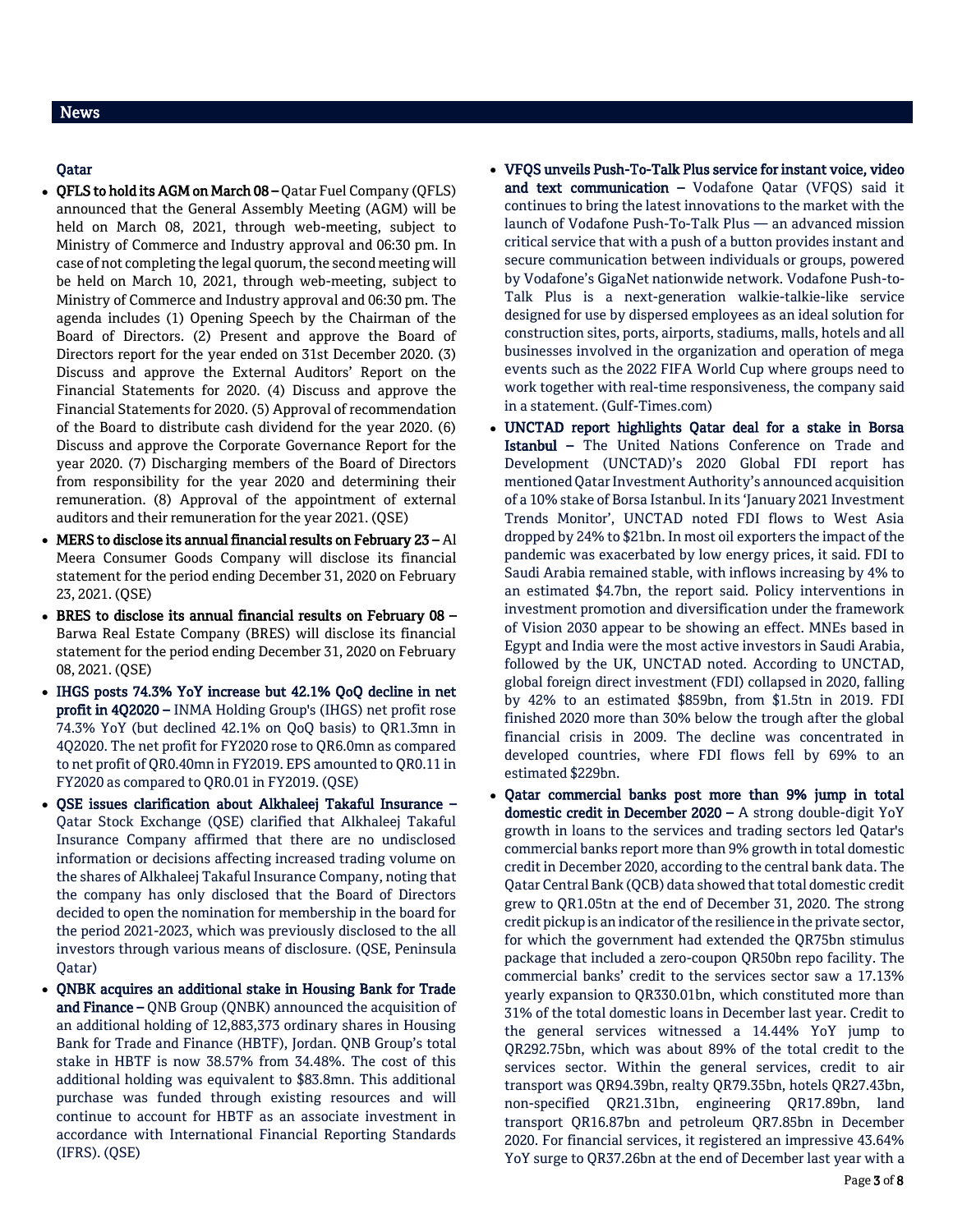## News

### Qatar

- **QFLS to hold its AGM on March 08 –** Qatar Fuel Company (QFLS) announced that the General Assembly Meeting (AGM) will be held on March 08, 2021, through web-meeting, subject to Ministry of Commerce and Industry approval and 06:30 pm. In case of not completing the legal quorum, the second meeting will be held on March 10, 2021, through web-meeting, subject to Ministry of Commerce and Industry approval and 06:30 pm. The agenda includes (1) Opening Speech by the Chairman of the Board of Directors. (2) Present and approve the Board of Directors report for the year ended on 31st December 2020. (3) Discuss and approve the External Auditors' Report on the Financial Statements for 2020. (4) Discuss and approve the Financial Statements for 2020. (5) Approval of recommendation of the Board to distribute cash dividend for the year 2020. (6) Discuss and approve the Corporate Governance Report for the year 2020. (7) Discharging members of the Board of Directors from responsibility for the year 2020 and determining their remuneration. (8) Approval of the appointment of external auditors and their remuneration for the year 2021. (QSE)
- **MERS to disclose its annual financial results on February 23 –** Al Meera Consumer Goods Company will disclose its financial statement for the period ending December 31, 2020 on February 23, 2021. (QSE)
- **BRES to disclose its annual financial results on February 08 –** Barwa Real Estate Company (BRES) will disclose its financial statement for the period ending December 31, 2020 on February 08, 2021. (QSE)
- **IHGS posts 74.3% YoY increase but 42.1% QoQ decline in net profit in 4Q2020 –** INMA Holding Group's (IHGS) net profit rose 74.3% YoY (but declined 42.1% on QoQ basis) to QR1.3mn in 4Q2020. The net profit for FY2020 rose to QR6.0mn as compared to net profit of QR0.40mn in FY2019. EPS amounted to QR0.11 in FY2020 as compared to QR0.01 in FY2019. (QSE)
- **QSE issues clarification about Alkhaleej Takaful Insurance –** Qatar Stock Exchange (QSE) clarified that Alkhaleej Takaful Insurance Company affirmed that there are no undisclosed information or decisions affecting increased trading volume on the shares of Alkhaleej Takaful Insurance Company, noting that the company has only disclosed that the Board of Directors decided to open the nomination for membership in the board for the period 2021-2023, which was previously disclosed to the all investors through various means of disclosure. (QSE, Peninsula Qatar)
- **QNBK acquires an additional stake in Housing Bank for Trade and Finance –** QNB Group (QNBK) announced the acquisition of an additional holding of 12,883,373 ordinary shares in Housing Bank for Trade and Finance (HBTF), Jordan. QNB Group's total stake in HBTF is now 38.57% from 34.48%. The cost of this additional holding was equivalent to $83.8mn. This additional purchase was funded through existing resources and will continue to account for HBTF as an associate investment in accordance with International Financial Reporting Standards (IFRS). (QSE)
- **VFQS unveils Push-To-Talk Plus service for instant voice, video and text communication –** Vodafone Qatar (VFQS) said it continues to bring the latest innovations to the market with the launch of Vodafone Push-To-Talk Plus — an advanced mission critical service that with a push of a button provides instant and secure communication between individuals or groups, powered by Vodafone's GigaNet nationwide network. Vodafone Push-to-Talk Plus is a next-generation walkie-talkie-like service designed for use by dispersed employees as an ideal solution for construction sites, ports, airports, stadiums, malls, hotels and all businesses involved in the organization and operation of mega events such as the 2022 FIFA World Cup where groups need to work together with real-time responsiveness, the company said in a statement. (Gulf-Times.com)
- **UNCTAD report highlights Qatar deal for a stake in Borsa Istanbul –** The United Nations Conference on Trade and Development (UNCTAD)'s 2020 Global FDI report has mentioned Qatar Investment Authority's announced acquisition of a 10% stake of Borsa Istanbul. In its 'January 2021 Investment Trends Monitor', UNCTAD noted FDI flows to West Asia dropped by 24% to $21bn. In most oil exporters the impact of the pandemic was exacerbated by low energy prices, it said. FDI to Saudi Arabia remained stable, with inflows increasing by 4% to an estimated $4.7bn, the report said. Policy interventions in investment promotion and diversification under the framework of Vision 2030 appear to be showing an effect. MNEs based in Egypt and India were the most active investors in Saudi Arabia, followed by the UK, UNCTAD noted. According to UNCTAD, global foreign direct investment (FDI) collapsed in 2020, falling by 42% to an estimated $859bn, from $1.5tn in 2019. FDI finished 2020 more than 30% below the trough after the global financial crisis in 2009. The decline was concentrated in developed countries, where FDI flows fell by 69% to an estimated $229bn.
- **Qatar commercial banks post more than 9% jump in total domestic credit in December 2020 –** A strong double-digit YoY growth in loans to the services and trading sectors led Qatar's commercial banks report more than 9% growth in total domestic credit in December 2020, according to the central bank data. The Qatar Central Bank (QCB) data showed that total domestic credit grew to QR1.05tn at the end of December 31, 2020. The strong credit pickup is an indicator of the resilience in the private sector, for which the government had extended the QR75bn stimulus package that included a zero-coupon QR50bn repo facility. The commercial banks' credit to the services sector saw a 17.13% yearly expansion to QR330.01bn, which constituted more than 31% of the total domestic loans in December last year. Credit to the general services witnessed a 14.44% YoY jump to QR292.75bn, which was about 89% of the total credit to the services sector. Within the general services, credit to air transport was QR94.39bn, realty QR79.35bn, hotels QR27.43bn, non-specified QR21.31bn, engineering QR17.89bn, land transport QR16.87bn and petroleum QR7.85bn in December 2020. For financial services, it registered an impressive 43.64% YoY surge to QR37.26bn at the end of December last year with a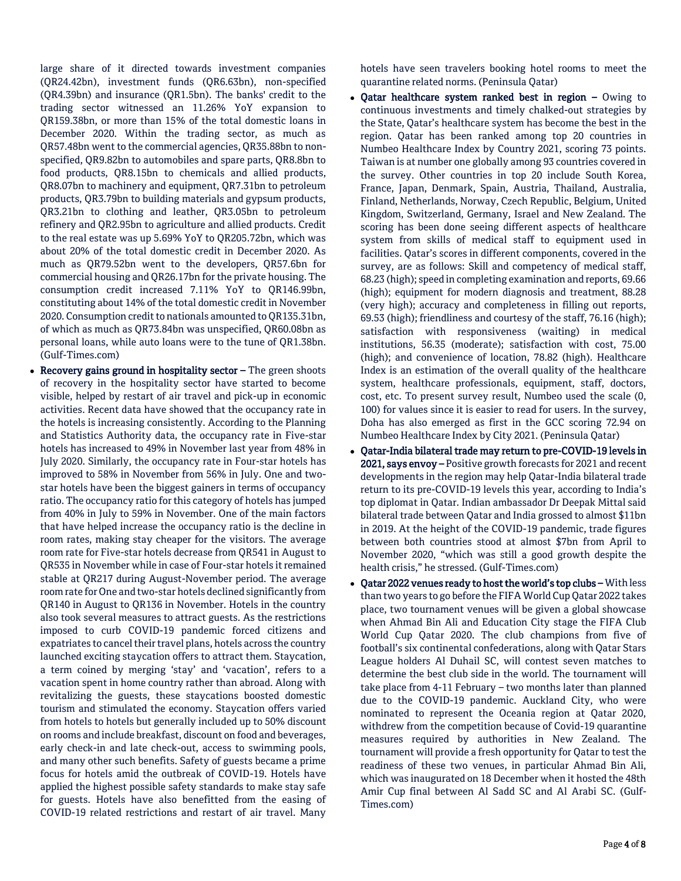large share of it directed towards investment companies (QR24.42bn), investment funds (QR6.63bn), non-specified (QR4.39bn) and insurance (QR1.5bn). The banks' credit to the trading sector witnessed an 11.26% YoY expansion to QR159.38bn, or more than 15% of the total domestic loans in December 2020. Within the trading sector, as much as QR57.48bn went to the commercial agencies, QR35.88bn to non-specified, QR9.82bn to automobiles and spare parts, QR8.8bn to food products, QR8.15bn to chemicals and allied products, QR8.07bn to machinery and equipment, QR7.31bn to petroleum products, QR3.79bn to building materials and gypsum products, QR3.21bn to clothing and leather, QR3.05bn to petroleum refinery and QR2.95bn to agriculture and allied products. Credit to the real estate was up 5.69% YoY to QR205.72bn, which was about 20% of the total domestic credit in December 2020. As much as QR79.52bn went to the developers, QR57.6bn for commercial housing and QR26.17bn for the private housing. The consumption credit increased 7.11% YoY to QR146.99bn, constituting about 14% of the total domestic credit in November 2020. Consumption credit to nationals amounted to QR135.31bn, of which as much as QR73.84bn was unspecified, QR60.08bn as personal loans, while auto loans were to the tune of QR1.38bn. (Gulf-Times.com)

- **Recovery gains ground in hospitality sector –** The green shoots of recovery in the hospitality sector have started to become visible, helped by restart of air travel and pick-up in economic activities. Recent data have showed that the occupancy rate in the hotels is increasing consistently. According to the Planning and Statistics Authority data, the occupancy rate in Five-star hotels has increased to 49% in November last year from 48% in July 2020. Similarly, the occupancy rate in Four-star hotels has improved to 58% in November from 56% in July. One and two-star hotels have been the biggest gainers in terms of occupancy ratio. The occupancy ratio for this category of hotels has jumped from 40% in July to 59% in November. One of the main factors that have helped increase the occupancy ratio is the decline in room rates, making stay cheaper for the visitors. The average room rate for Five-star hotels decrease from QR541 in August to QR535 in November while in case of Four-star hotels it remained stable at QR217 during August-November period. The average room rate for One and two-star hotels declined significantly from QR140 in August to QR136 in November. Hotels in the country also took several measures to attract guests. As the restrictions imposed to curb COVID-19 pandemic forced citizens and expatriates to cancel their travel plans, hotels across the country launched exciting staycation offers to attract them. Staycation, a term coined by merging 'stay' and 'vacation', refers to a vacation spent in home country rather than abroad. Along with revitalizing the guests, these staycations boosted domestic tourism and stimulated the economy. Staycation offers varied from hotels to hotels but generally included up to 50% discount on rooms and include breakfast, discount on food and beverages, early check-in and late check-out, access to swimming pools, and many other such benefits. Safety of guests became a prime focus for hotels amid the outbreak of COVID-19. Hotels have applied the highest possible safety standards to make stay safe for guests. Hotels have also benefitted from the easing of COVID-19 related restrictions and restart of air travel. Many hotels have seen travelers booking hotel rooms to meet the quarantine related norms. (Peninsula Qatar)
- **Qatar healthcare system ranked best in region –** Owing to continuous investments and timely chalked-out strategies by the State, Qatar's healthcare system has become the best in the region. Qatar has been ranked among top 20 countries in Numbeo Healthcare Index by Country 2021, scoring 73 points. Taiwan is at number one globally among 93 countries covered in the survey. Other countries in top 20 include South Korea, France, Japan, Denmark, Spain, Austria, Thailand, Australia, Finland, Netherlands, Norway, Czech Republic, Belgium, United Kingdom, Switzerland, Germany, Israel and New Zealand. The scoring has been done seeing different aspects of healthcare system from skills of medical staff to equipment used in facilities. Qatar's scores in different components, covered in the survey, are as follows: Skill and competency of medical staff, 68.23 (high); speed in completing examination and reports, 69.66 (high); equipment for modern diagnosis and treatment, 88.28 (very high); accuracy and completeness in filling out reports, 69.53 (high); friendliness and courtesy of the staff, 76.16 (high); satisfaction with responsiveness (waiting) in medical institutions, 56.35 (moderate); satisfaction with cost, 75.00 (high); and convenience of location, 78.82 (high). Healthcare Index is an estimation of the overall quality of the healthcare system, healthcare professionals, equipment, staff, doctors, cost, etc. To present survey result, Numbeo used the scale (0, 100) for values since it is easier to read for users. In the survey, Doha has also emerged as first in the GCC scoring 72.94 on Numbeo Healthcare Index by City 2021. (Peninsula Qatar)
- **Qatar-India bilateral trade may return to pre-COVID-19 levels in 2021, says envoy –** Positive growth forecasts for 2021 and recent developments in the region may help Qatar-India bilateral trade return to its pre-COVID-19 levels this year, according to India's top diplomat in Qatar. Indian ambassador Dr Deepak Mittal said bilateral trade between Qatar and India grossed to almost $11bn in 2019. At the height of the COVID-19 pandemic, trade figures between both countries stood at almost $7bn from April to November 2020, "which was still a good growth despite the health crisis," he stressed. (Gulf-Times.com)
- **Qatar 2022 venues ready to host the world's top clubs –** With less than two years to go before the FIFA World Cup Qatar 2022 takes place, two tournament venues will be given a global showcase when Ahmad Bin Ali and Education City stage the FIFA Club World Cup Qatar 2020. The club champions from five of football's six continental confederations, along with Qatar Stars League holders Al Duhail SC, will contest seven matches to determine the best club side in the world. The tournament will take place from 4-11 February – two months later than planned due to the COVID-19 pandemic. Auckland City, who were nominated to represent the Oceania region at Qatar 2020, withdrew from the competition because of Covid-19 quarantine measures required by authorities in New Zealand. The tournament will provide a fresh opportunity for Qatar to test the readiness of these two venues, in particular Ahmad Bin Ali, which was inaugurated on 18 December when it hosted the 48th Amir Cup final between Al Sadd SC and Al Arabi SC. (Gulf-Times.com)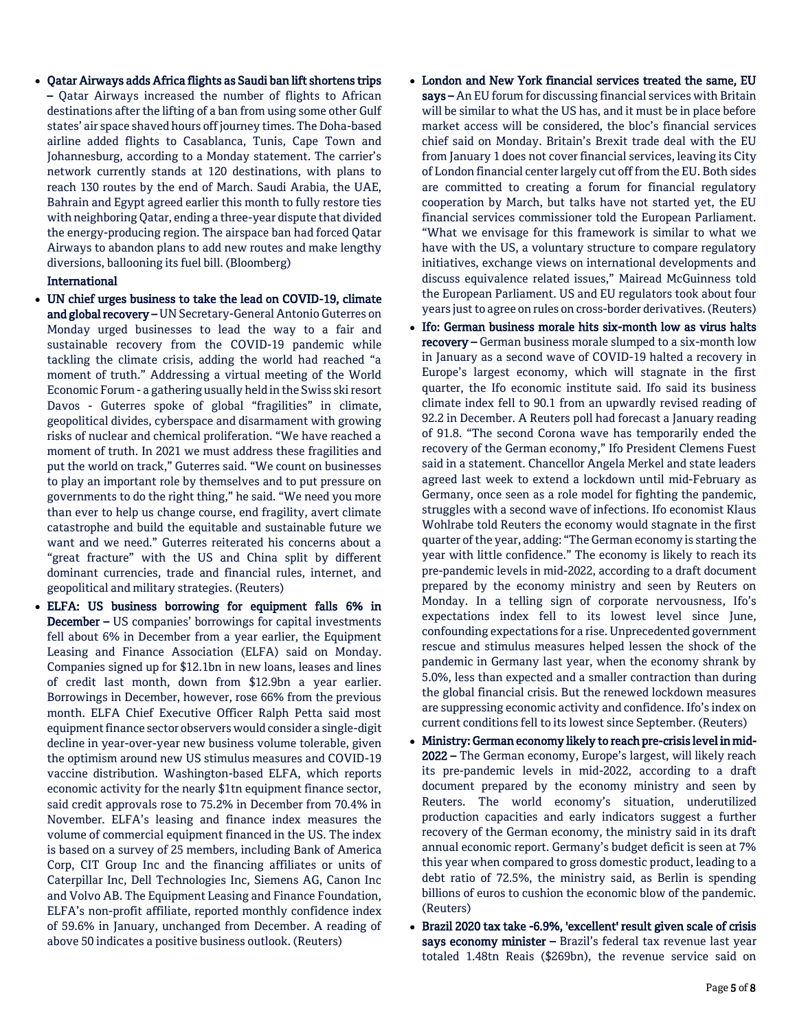- **Qatar Airways adds Africa flights as Saudi ban lift shortens trips –** Qatar Airways increased the number of flights to African destinations after the lifting of a ban from using some other Gulf states' air space shaved hours off journey times. The Doha-based airline added flights to Casablanca, Tunis, Cape Town and Johannesburg, according to a Monday statement. The carrier's network currently stands at 120 destinations, with plans to reach 130 routes by the end of March. Saudi Arabia, the UAE, Bahrain and Egypt agreed earlier this month to fully restore ties with neighboring Qatar, ending a three-year dispute that divided the energy-producing region. The airspace ban had forced Qatar Airways to abandon plans to add new routes and make lengthy diversions, ballooning its fuel bill. (Bloomberg)

**International**

- **UN chief urges business to take the lead on COVID-19, climate and global recovery –** UN Secretary-General Antonio Guterres on Monday urged businesses to lead the way to a fair and sustainable recovery from the COVID-19 pandemic while tackling the climate crisis, adding the world had reached "a moment of truth." Addressing a virtual meeting of the World Economic Forum - a gathering usually held in the Swiss ski resort Davos - Guterres spoke of global "fragilities" in climate, geopolitical divides, cyberspace and disarmament with growing risks of nuclear and chemical proliferation. "We have reached a moment of truth. In 2021 we must address these fragilities and put the world on track," Guterres said. "We count on businesses to play an important role by themselves and to put pressure on governments to do the right thing," he said. "We need you more than ever to help us change course, end fragility, avert climate catastrophe and build the equitable and sustainable future we want and we need." Guterres reiterated his concerns about a "great fracture" with the US and China split by different dominant currencies, trade and financial rules, internet, and geopolitical and military strategies. (Reuters)
- **ELFA: US business borrowing for equipment falls 6% in December –** US companies' borrowings for capital investments fell about 6% in December from a year earlier, the Equipment Leasing and Finance Association (ELFA) said on Monday. Companies signed up for $12.1bn in new loans, leases and lines of credit last month, down from $12.9bn a year earlier. Borrowings in December, however, rose 66% from the previous month. ELFA Chief Executive Officer Ralph Petta said most equipment finance sector observers would consider a single-digit decline in year-over-year new business volume tolerable, given the optimism around new US stimulus measures and COVID-19 vaccine distribution. Washington-based ELFA, which reports economic activity for the nearly $1tn equipment finance sector, said credit approvals rose to 75.2% in December from 70.4% in November. ELFA's leasing and finance index measures the volume of commercial equipment financed in the US. The index is based on a survey of 25 members, including Bank of America Corp, CIT Group Inc and the financing affiliates or units of Caterpillar Inc, Dell Technologies Inc, Siemens AG, Canon Inc and Volvo AB. The Equipment Leasing and Finance Foundation, ELFA's non-profit affiliate, reported monthly confidence index of 59.6% in January, unchanged from December. A reading of above 50 indicates a positive business outlook. (Reuters)
- **London and New York financial services treated the same, EU says –** An EU forum for discussing financial services with Britain will be similar to what the US has, and it must be in place before market access will be considered, the bloc's financial services chief said on Monday. Britain's Brexit trade deal with the EU from January 1 does not cover financial services, leaving its City of London financial center largely cut off from the EU. Both sides are committed to creating a forum for financial regulatory cooperation by March, but talks have not started yet, the EU financial services commissioner told the European Parliament. "What we envisage for this framework is similar to what we have with the US, a voluntary structure to compare regulatory initiatives, exchange views on international developments and discuss equivalence related issues," Mairead McGuinness told the European Parliament. US and EU regulators took about four years just to agree on rules on cross-border derivatives. (Reuters)
- **Ifo: German business morale hits six-month low as virus halts recovery –** German business morale slumped to a six-month low in January as a second wave of COVID-19 halted a recovery in Europe's largest economy, which will stagnate in the first quarter, the Ifo economic institute said. Ifo said its business climate index fell to 90.1 from an upwardly revised reading of 92.2 in December. A Reuters poll had forecast a January reading of 91.8. "The second Corona wave has temporarily ended the recovery of the German economy," Ifo President Clemens Fuest said in a statement. Chancellor Angela Merkel and state leaders agreed last week to extend a lockdown until mid-February as Germany, once seen as a role model for fighting the pandemic, struggles with a second wave of infections. Ifo economist Klaus Wohlrabe told Reuters the economy would stagnate in the first quarter of the year, adding: "The German economy is starting the year with little confidence." The economy is likely to reach its pre-pandemic levels in mid-2022, according to a draft document prepared by the economy ministry and seen by Reuters on Monday. In a telling sign of corporate nervousness, Ifo's expectations index fell to its lowest level since June, confounding expectations for a rise. Unprecedented government rescue and stimulus measures helped lessen the shock of the pandemic in Germany last year, when the economy shrank by 5.0%, less than expected and a smaller contraction than during the global financial crisis. But the renewed lockdown measures are suppressing economic activity and confidence. Ifo's index on current conditions fell to its lowest since September. (Reuters)
- **Ministry: German economy likely to reach pre-crisis level in mid-2022 –** The German economy, Europe's largest, will likely reach its pre-pandemic levels in mid-2022, according to a draft document prepared by the economy ministry and seen by Reuters. The world economy's situation, underutilized production capacities and early indicators suggest a further recovery of the German economy, the ministry said in its draft annual economic report. Germany's budget deficit is seen at 7% this year when compared to gross domestic product, leading to a debt ratio of 72.5%, the ministry said, as Berlin is spending billions of euros to cushion the economic blow of the pandemic. (Reuters)
- **Brazil 2020 tax take -6.9%, 'excellent' result given scale of crisis says economy minister –** Brazil's federal tax revenue last year totaled 1.48tn Reais ($269bn), the revenue service said on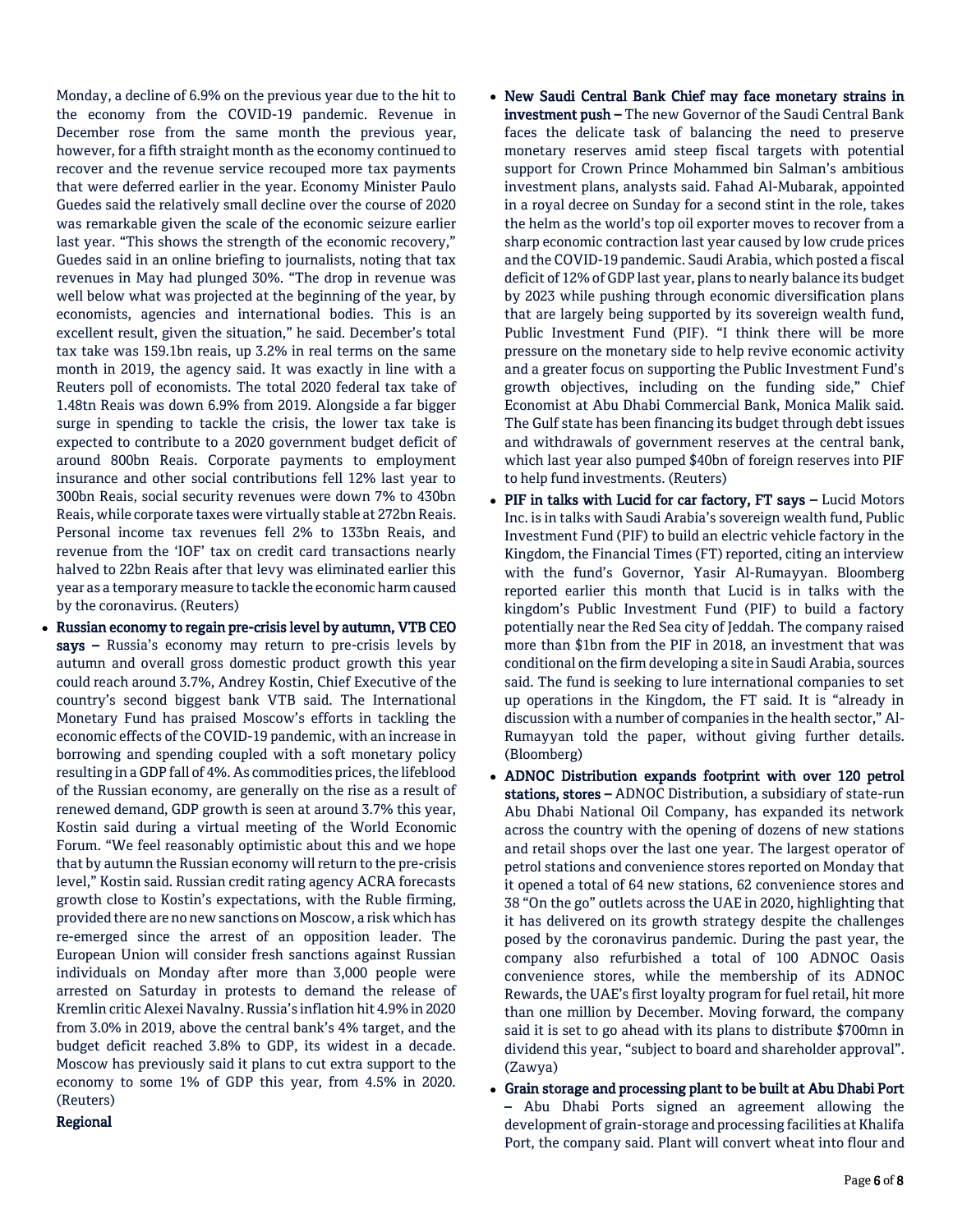Monday, a decline of 6.9% on the previous year due to the hit to the economy from the COVID-19 pandemic. Revenue in December rose from the same month the previous year, however, for a fifth straight month as the economy continued to recover and the revenue service recouped more tax payments that were deferred earlier in the year. Economy Minister Paulo Guedes said the relatively small decline over the course of 2020 was remarkable given the scale of the economic seizure earlier last year. "This shows the strength of the economic recovery," Guedes said in an online briefing to journalists, noting that tax revenues in May had plunged 30%. "The drop in revenue was well below what was projected at the beginning of the year, by economists, agencies and international bodies. This is an excellent result, given the situation," he said. December's total tax take was 159.1bn reais, up 3.2% in real terms on the same month in 2019, the agency said. It was exactly in line with a Reuters poll of economists. The total 2020 federal tax take of 1.48tn Reais was down 6.9% from 2019. Alongside a far bigger surge in spending to tackle the crisis, the lower tax take is expected to contribute to a 2020 government budget deficit of around 800bn Reais. Corporate payments to employment insurance and other social contributions fell 12% last year to 300bn Reais, social security revenues were down 7% to 430bn Reais, while corporate taxes were virtually stable at 272bn Reais. Personal income tax revenues fell 2% to 133bn Reais, and revenue from the 'IOF' tax on credit card transactions nearly halved to 22bn Reais after that levy was eliminated earlier this year as a temporary measure to tackle the economic harm caused by the coronavirus. (Reuters)

- **Russian economy to regain pre-crisis level by autumn, VTB CEO says –** Russia's economy may return to pre-crisis levels by autumn and overall gross domestic product growth this year could reach around 3.7%, Andrey Kostin, Chief Executive of the country's second biggest bank VTB said. The International Monetary Fund has praised Moscow's efforts in tackling the economic effects of the COVID-19 pandemic, with an increase in borrowing and spending coupled with a soft monetary policy resulting in a GDP fall of 4%. As commodities prices, the lifeblood of the Russian economy, are generally on the rise as a result of renewed demand, GDP growth is seen at around 3.7% this year, Kostin said during a virtual meeting of the World Economic Forum. "We feel reasonably optimistic about this and we hope that by autumn the Russian economy will return to the pre-crisis level," Kostin said. Russian credit rating agency ACRA forecasts growth close to Kostin's expectations, with the Ruble firming, provided there are no new sanctions on Moscow, a risk which has re-emerged since the arrest of an opposition leader. The European Union will consider fresh sanctions against Russian individuals on Monday after more than 3,000 people were arrested on Saturday in protests to demand the release of Kremlin critic Alexei Navalny. Russia's inflation hit 4.9% in 2020 from 3.0% in 2019, above the central bank's 4% target, and the budget deficit reached 3.8% to GDP, its widest in a decade. Moscow has previously said it plans to cut extra support to the economy to some 1% of GDP this year, from 4.5% in 2020. (Reuters)

**Regional**

- **New Saudi Central Bank Chief may face monetary strains in investment push –** The new Governor of the Saudi Central Bank faces the delicate task of balancing the need to preserve monetary reserves amid steep fiscal targets with potential support for Crown Prince Mohammed bin Salman's ambitious investment plans, analysts said. Fahad Al-Mubarak, appointed in a royal decree on Sunday for a second stint in the role, takes the helm as the world's top oil exporter moves to recover from a sharp economic contraction last year caused by low crude prices and the COVID-19 pandemic. Saudi Arabia, which posted a fiscal deficit of 12% of GDP last year, plans to nearly balance its budget by 2023 while pushing through economic diversification plans that are largely being supported by its sovereign wealth fund, Public Investment Fund (PIF). "I think there will be more pressure on the monetary side to help revive economic activity and a greater focus on supporting the Public Investment Fund's growth objectives, including on the funding side," Chief Economist at Abu Dhabi Commercial Bank, Monica Malik said. The Gulf state has been financing its budget through debt issues and withdrawals of government reserves at the central bank, which last year also pumped $40bn of foreign reserves into PIF to help fund investments. (Reuters)
- **PIF in talks with Lucid for car factory, FT says –** Lucid Motors Inc. is in talks with Saudi Arabia's sovereign wealth fund, Public Investment Fund (PIF) to build an electric vehicle factory in the Kingdom, the Financial Times (FT) reported, citing an interview with the fund's Governor, Yasir Al-Rumayyan. Bloomberg reported earlier this month that Lucid is in talks with the kingdom's Public Investment Fund (PIF) to build a factory potentially near the Red Sea city of Jeddah. The company raised more than $1bn from the PIF in 2018, an investment that was conditional on the firm developing a site in Saudi Arabia, sources said. The fund is seeking to lure international companies to set up operations in the Kingdom, the FT said. It is "already in discussion with a number of companies in the health sector," Al-Rumayyan told the paper, without giving further details. (Bloomberg)
- **ADNOC Distribution expands footprint with over 120 petrol stations, stores –** ADNOC Distribution, a subsidiary of state-run Abu Dhabi National Oil Company, has expanded its network across the country with the opening of dozens of new stations and retail shops over the last one year. The largest operator of petrol stations and convenience stores reported on Monday that it opened a total of 64 new stations, 62 convenience stores and 38 "On the go" outlets across the UAE in 2020, highlighting that it has delivered on its growth strategy despite the challenges posed by the coronavirus pandemic. During the past year, the company also refurbished a total of 100 ADNOC Oasis convenience stores, while the membership of its ADNOC Rewards, the UAE's first loyalty program for fuel retail, hit more than one million by December. Moving forward, the company said it is set to go ahead with its plans to distribute $700mn in dividend this year, "subject to board and shareholder approval". (Zawya)
- **Grain storage and processing plant to be built at Abu Dhabi Port –** Abu Dhabi Ports signed an agreement allowing the development of grain-storage and processing facilities at Khalifa Port, the company said. Plant will convert wheat into flour and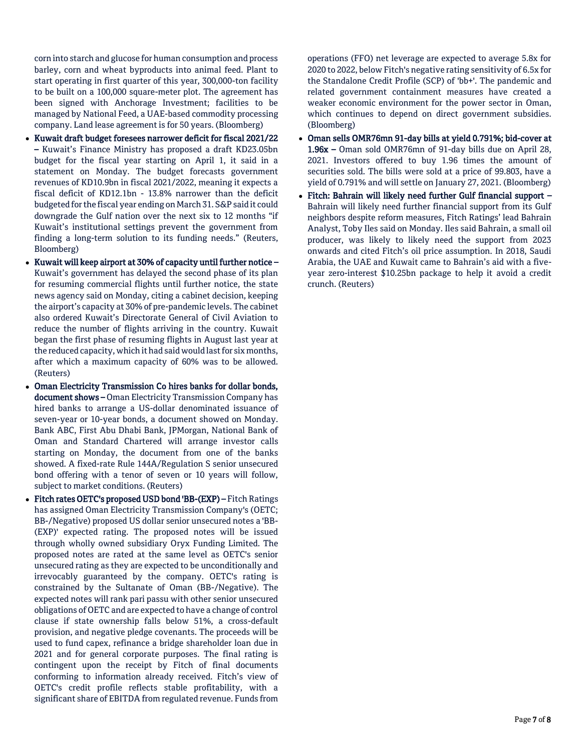corn into starch and glucose for human consumption and process barley, corn and wheat byproducts into animal feed. Plant to start operating in first quarter of this year, 300,000-ton facility to be built on a 100,000 square-meter plot. The agreement has been signed with Anchorage Investment; facilities to be managed by National Feed, a UAE-based commodity processing company. Land lease agreement is for 50 years. (Bloomberg)

- **Kuwait draft budget foresees narrower deficit for fiscal 2021/22 –** Kuwait's Finance Ministry has proposed a draft KD23.05bn budget for the fiscal year starting on April 1, it said in a statement on Monday. The budget forecasts government revenues of KD10.9bn in fiscal 2021/2022, meaning it expects a fiscal deficit of KD12.1bn - 13.8% narrower than the deficit budgeted for the fiscal year ending on March 31. S&P said it could downgrade the Gulf nation over the next six to 12 months "if Kuwait's institutional settings prevent the government from finding a long-term solution to its funding needs." (Reuters, Bloomberg)
- **Kuwait will keep airport at 30% of capacity until further notice –** Kuwait's government has delayed the second phase of its plan for resuming commercial flights until further notice, the state news agency said on Monday, citing a cabinet decision, keeping the airport's capacity at 30% of pre-pandemic levels. The cabinet also ordered Kuwait's Directorate General of Civil Aviation to reduce the number of flights arriving in the country. Kuwait began the first phase of resuming flights in August last year at the reduced capacity, which it had said would last for six months, after which a maximum capacity of 60% was to be allowed. (Reuters)
- **Oman Electricity Transmission Co hires banks for dollar bonds, document shows –** Oman Electricity Transmission Company has hired banks to arrange a US-dollar denominated issuance of seven-year or 10-year bonds, a document showed on Monday. Bank ABC, First Abu Dhabi Bank, JPMorgan, National Bank of Oman and Standard Chartered will arrange investor calls starting on Monday, the document from one of the banks showed. A fixed-rate Rule 144A/Regulation S senior unsecured bond offering with a tenor of seven or 10 years will follow, subject to market conditions. (Reuters)
- **Fitch rates OETC's proposed USD bond 'BB-(EXP) –** Fitch Ratings has assigned Oman Electricity Transmission Company's (OETC; BB-/Negative) proposed US dollar senior unsecured notes a 'BB-(EXP)' expected rating. The proposed notes will be issued through wholly owned subsidiary Oryx Funding Limited. The proposed notes are rated at the same level as OETC's senior unsecured rating as they are expected to be unconditionally and irrevocably guaranteed by the company. OETC's rating is constrained by the Sultanate of Oman (BB-/Negative). The expected notes will rank pari passu with other senior unsecured obligations of OETC and are expected to have a change of control clause if state ownership falls below 51%, a cross-default provision, and negative pledge covenants. The proceeds will be used to fund capex, refinance a bridge shareholder loan due in 2021 and for general corporate purposes. The final rating is contingent upon the receipt by Fitch of final documents conforming to information already received. Fitch's view of OETC's credit profile reflects stable profitability, with a significant share of EBITDA from regulated revenue. Funds from operations (FFO) net leverage are expected to average 5.8x for 2020 to 2022, below Fitch's negative rating sensitivity of 6.5x for the Standalone Credit Profile (SCP) of 'bb+'. The pandemic and related government containment measures have created a weaker economic environment for the power sector in Oman, which continues to depend on direct government subsidies. (Bloomberg)
- **Oman sells OMR76mn 91-day bills at yield 0.791%; bid-cover at 1.96x –** Oman sold OMR76mn of 91-day bills due on April 28, 2021. Investors offered to buy 1.96 times the amount of securities sold. The bills were sold at a price of 99.803, have a yield of 0.791% and will settle on January 27, 2021. (Bloomberg)
- **Fitch: Bahrain will likely need further Gulf financial support –** Bahrain will likely need further financial support from its Gulf neighbors despite reform measures, Fitch Ratings' lead Bahrain Analyst, Toby Iles said on Monday. Iles said Bahrain, a small oil producer, was likely to likely need the support from 2023 onwards and cited Fitch's oil price assumption. In 2018, Saudi Arabia, the UAE and Kuwait came to Bahrain's aid with a five-year zero-interest $10.25bn package to help it avoid a credit crunch. (Reuters)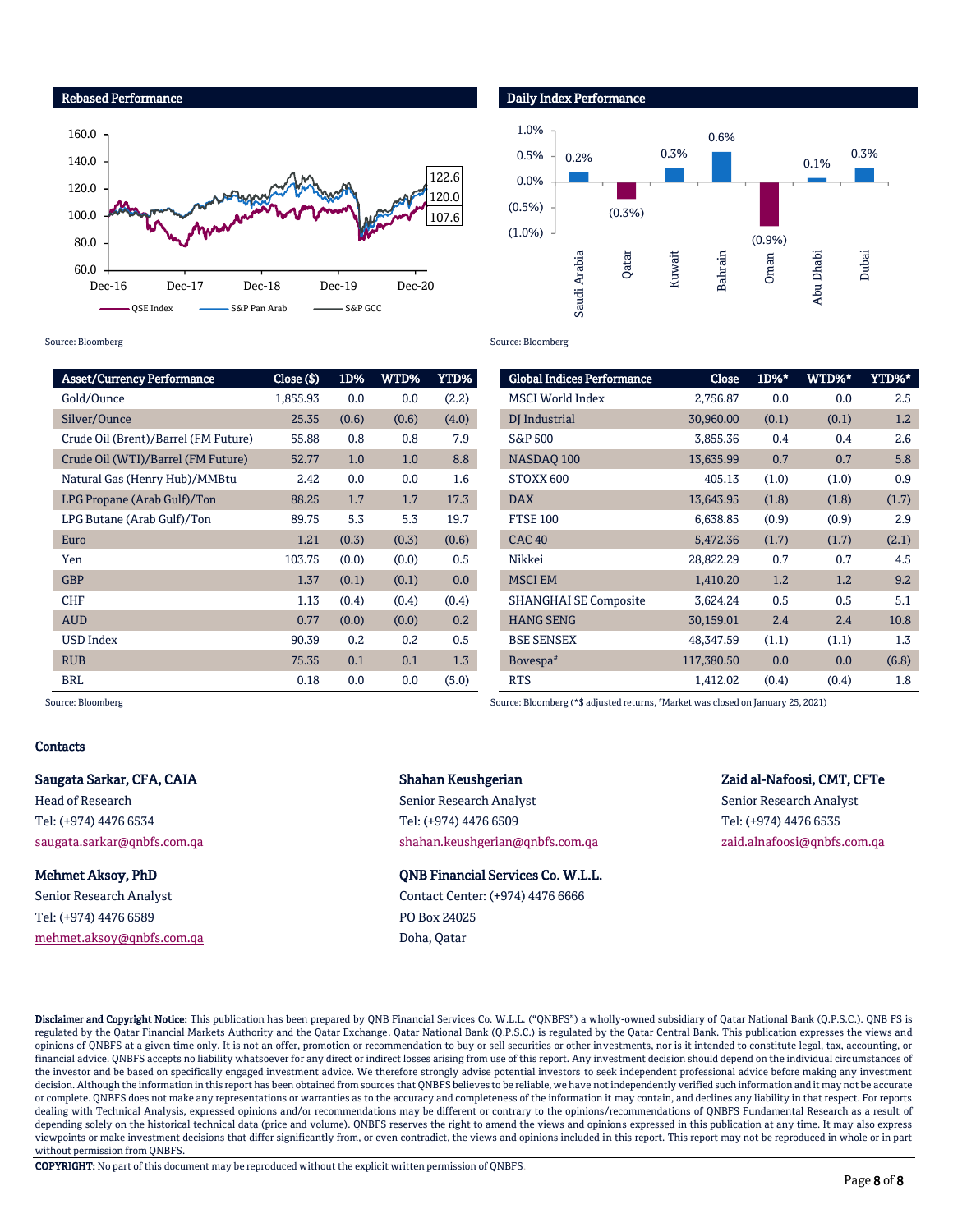### Rebased Performance

160.0
140.0
120.0
100.0
80.0
60.0

Dec-16 Dec-17 Dec-18 Dec-19 Dec-20

122.6
120.0
107.6

QSE Index S&P Pan Arab S&P GCC

Source: Bloomberg

### Daily Index Performance

1.0%
0.5%
0.0%
(0.5%)
(1.0%)

0.2% (0.3%) 0.3% 0.6% (0.9%) 0.1% 0.3%

Saudi Arabia Qatar Kuwait Bahrain Oman Abu Dhabi Dubai

Source: Bloomberg

| Asset/Currency Performance | Close ($) | 1D% | WTD% | YTD% |
|---|---|---|---|---|
| Gold/Ounce | 1,855.93 | 0.0 | 0.0 | (2.2) |
| Silver/Ounce | 25.35 | (0.6) | (0.6) | (4.0) |
| Crude Oil (Brent)/Barrel (FM Future) | 55.88 | 0.8 | 0.8 | 7.9 |
| Crude Oil (WTI)/Barrel (FM Future) | 52.77 | 1.0 | 1.0 | 8.8 |
| Natural Gas (Henry Hub)/MMBtu | 2.42 | 0.0 | 0.0 | 1.6 |
| LPG Propane (Arab Gulf)/Ton | 88.25 | 1.7 | 1.7 | 17.3 |
| LPG Butane (Arab Gulf)/Ton | 89.75 | 5.3 | 5.3 | 19.7 |
| Euro | 1.21 | (0.3) | (0.3) | (0.6) |
| Yen | 103.75 | (0.0) | (0.0) | 0.5 |
| GBP | 1.37 | (0.1) | (0.1) | 0.0 |
| CHF | 1.13 | (0.4) | (0.4) | (0.4) |
| AUD | 0.77 | (0.0) | (0.0) | 0.2 |
| USD Index | 90.39 | 0.2 | 0.2 | 0.5 |
| RUB | 75.35 | 0.1 | 0.1 | 1.3 |
| BRL | 0.18 | 0.0 | 0.0 | (5.0) |

Source: Bloomberg

| Global Indices Performance | Close | 1D%* | WTD%* | YTD%* |
|---|---|---|---|---|
| MSCI World Index | 2,756.87 | 0.0 | 0.0 | 2.5 |
| DJ Industrial | 30,960.00 | (0.1) | (0.1) | 1.2 |
| S&P 500 | 3,855.36 | 0.4 | 0.4 | 2.6 |
| NASDAQ 100 | 13,635.99 | 0.7 | 0.7 | 5.8 |
| STOXX 600 | 405.13 | (1.0) | (1.0) | 0.9 |
| DAX | 13,643.95 | (1.8) | (1.8) | (1.7) |
| FTSE 100 | 6,638.85 | (0.9) | (0.9) | 2.9 |
| CAC 40 | 5,472.36 | (1.7) | (1.7) | (2.1) |
| Nikkei | 28,822.29 | 0.7 | 0.7 | 4.5 |
| MSCI EM | 1,410.20 | 1.2 | 1.2 | 9.2 |
| SHANGHAI SE Composite | 3,624.24 | 0.5 | 0.5 | 5.1 |
| HANG SENG | 30,159.01 | 2.4 | 2.4 | 10.8 |
| BSE SENSEX | 48,347.59 | (1.1) | (1.1) | 1.3 |
| Bovespa# | 117,380.50 | 0.0 | 0.0 | (6.8) |
| RTS | 1,412.02 | (0.4) | (0.4) | 1.8 |

Source: Bloomberg (*$ adjusted returns, #Market was closed on January 25, 2021)

**Contacts**

**Saugata Sarkar, CFA, CAIA**
Head of Research
Tel: (+974) 4476 6534
saugata.sarkar@qnbfs.com.qa

**Shahan Keushgerian**
Senior Research Analyst
Tel: (+974) 4476 6509
shahan.keushgerian@qnbfs.com.qa

**Zaid al-Nafoosi, CMT, CFTe**
Senior Research Analyst
Tel: (+974) 4476 6535
zaid.alnafoosi@qnbfs.com.qa

**Mehmet Aksoy, PhD**
Senior Research Analyst
Tel: (+974) 4476 6589
mehmet.aksoy@qnbfs.com.qa

**QNB Financial Services Co. W.L.L.**
Contact Center: (+974) 4476 6666
PO Box 24025
Doha, Qatar

**Disclaimer and Copyright Notice:** This publication has been prepared by QNB Financial Services Co. W.L.L. ("QNBFS") a wholly-owned subsidiary of Qatar National Bank (Q.P.S.C.). QNB FS is regulated by the Qatar Financial Markets Authority and the Qatar Exchange. Qatar National Bank (Q.P.S.C.) is regulated by the Qatar Central Bank. This publication expresses the views and opinions of QNBFS at a given time only. It is not an offer, promotion or recommendation to buy or sell securities or other investments, nor is it intended to constitute legal, tax, accounting, or financial advice. QNBFS accepts no liability whatsoever for any direct or indirect losses arising from use of this report. Any investment decision should depend on the individual circumstances of the investor and be based on specifically engaged investment advice. We therefore strongly advise potential investors to seek independent professional advice before making any investment decision. Although the information in this report has been obtained from sources that QNBFS believes to be reliable, we have not independently verified such information and it may not be accurate or complete. QNBFS does not make any representations or warranties as to the accuracy and completeness of the information it may contain, and declines any liability in that respect. For reports dealing with Technical Analysis, expressed opinions and/or recommendations may be different or contrary to the opinions/recommendations of QNBFS Fundamental Research as a result of depending solely on the historical technical data (price and volume). QNBFS reserves the right to amend the views and opinions expressed in this publication at any time. It may also express viewpoints or make investment decisions that differ significantly from, or even contradict, the views and opinions included in this report. This report may not be reproduced in whole or in part without permission from QNBFS.

**COPYRIGHT:** No part of this document may be reproduced without the explicit written permission of QNBFS